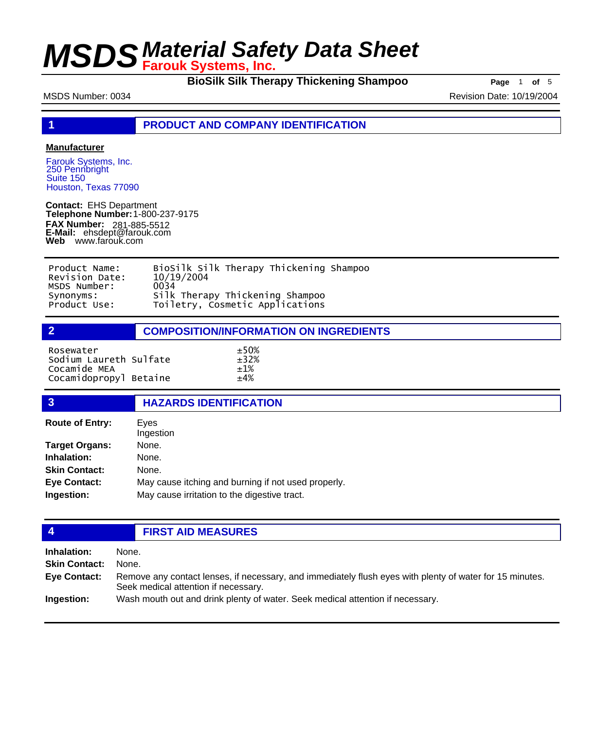# MSDS Material Safety Data Sheet

**Farouk Systems, Inc.**

**BioSilk Silk Therapy Thickening Shampoo**

MSDS Number: 0034

Revision Date: 10/19/2004

## 1 PRODUCT AND COMPANY IDENTIFICATION

**Manufacturer**

Farouk Systems, Inc.
250 Pennbright
Suite 150
Houston, Texas 77090

**Contact:** EHS Department
**Telephone Number:** 1-800-237-9175
**FAX Number:** 281-885-5512
**E-Mail:** ehsdept@farouk.com
**Web** www.farouk.com

| | |
|---|---|
| Product Name: | BioSilk Silk Therapy Thickening Shampoo |
| Revision Date: | 10/19/2004 |
| MSDS Number: | 0034 |
| Synonyms: | Silk Therapy Thickening Shampoo |
| Product Use: | Toiletry, Cosmetic Applications |

## 2 COMPOSITION/INFORMATION ON INGREDIENTS

| | |
|---|---|
| Rosewater | ±50% |
| Sodium Laureth Sulfate | ±32% |
| Cocamide MEA | ±1% |
| Cocamidopropyl Betaine | ±4% |

## 3 HAZARDS IDENTIFICATION

**Route of Entry:** Eyes
Ingestion

**Target Organs:** None.

**Inhalation:** None.

**Skin Contact:** None.

**Eye Contact:** May cause itching and burning if not used properly.

**Ingestion:** May cause irritation to the digestive tract.

## 4 FIRST AID MEASURES

**Inhalation:** None.

**Skin Contact:** None.

**Eye Contact:** Remove any contact lenses, if necessary, and immediately flush eyes with plenty of water for 15 minutes. Seek medical attention if necessary.

**Ingestion:** Wash mouth out and drink plenty of water. Seek medical attention if necessary.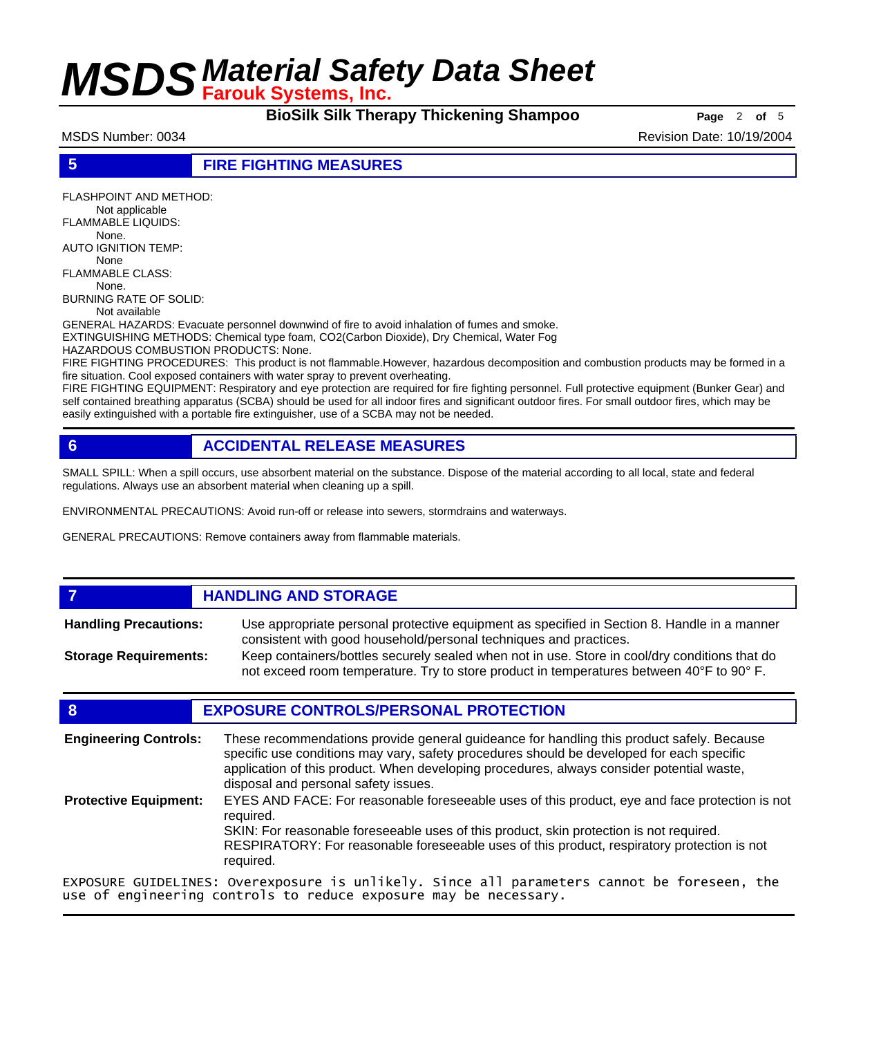## 5 FIRE FIGHTING MEASURES

FLASHPOINT AND METHOD:
Not applicable

FLAMMABLE LIQUIDS:
None.

AUTO IGNITION TEMP:
None

FLAMMABLE CLASS:
None.

BURNING RATE OF SOLID:
Not available

GENERAL HAZARDS: Evacuate personnel downwind of fire to avoid inhalation of fumes and smoke.

EXTINGUISHING METHODS: Chemical type foam, CO2(Carbon Dioxide), Dry Chemical, Water Fog

HAZARDOUS COMBUSTION PRODUCTS: None.

FIRE FIGHTING PROCEDURES: This product is not flammable.However, hazardous decomposition and combustion products may be formed in a fire situation. Cool exposed containers with water spray to prevent overheating.

FIRE FIGHTING EQUIPMENT: Respiratory and eye protection are required for fire fighting personnel. Full protective equipment (Bunker Gear) and self contained breathing apparatus (SCBA) should be used for all indoor fires and significant outdoor fires. For small outdoor fires, which may be easily extinguished with a portable fire extinguisher, use of a SCBA may not be needed.

## 6 ACCIDENTAL RELEASE MEASURES

SMALL SPILL: When a spill occurs, use absorbent material on the substance. Dispose of the material according to all local, state and federal regulations. Always use an absorbent material when cleaning up a spill.

ENVIRONMENTAL PRECAUTIONS: Avoid run-off or release into sewers, stormdrains and waterways.

GENERAL PRECAUTIONS: Remove containers away from flammable materials.

## 7 HANDLING AND STORAGE

**Handling Precautions:** Use appropriate personal protective equipment as specified in Section 8. Handle in a manner consistent with good household/personal techniques and practices.

**Storage Requirements:** Keep containers/bottles securely sealed when not in use. Store in cool/dry conditions that do not exceed room temperature. Try to store product in temperatures between 40°F to 90° F.

## 8 EXPOSURE CONTROLS/PERSONAL PROTECTION

**Engineering Controls:** These recommendations provide general guideance for handling this product safely. Because specific use conditions may vary, safety procedures should be developed for each specific application of this product. When developing procedures, always consider potential waste, disposal and personal safety issues.

**Protective Equipment:** EYES AND FACE: For reasonable foreseeable uses of this product, eye and face protection is not required.
SKIN: For reasonable foreseeable uses of this product, skin protection is not required.
RESPIRATORY: For reasonable foreseeable uses of this product, respiratory protection is not required.

EXPOSURE GUIDELINES: Overexposure is unlikely. Since all parameters cannot be foreseen, the use of engineering controls to reduce exposure may be necessary.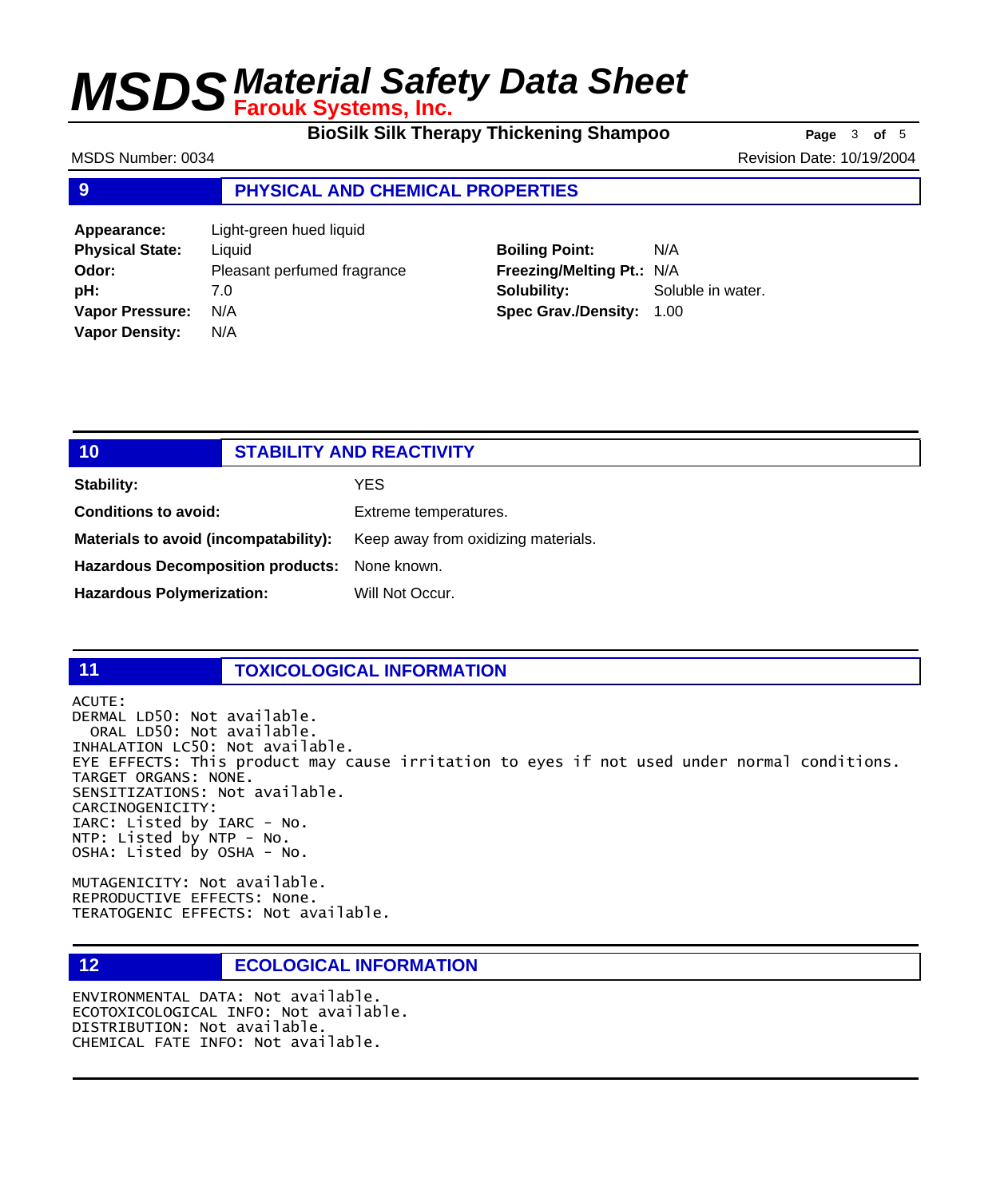## 9 PHYSICAL AND CHEMICAL PROPERTIES

| | | | |
|---|---|---|---|
| **Appearance:** | Light-green hued liquid | | |
| **Physical State:** | Liquid | **Boiling Point:** | N/A |
| **Odor:** | Pleasant perfumed fragrance | **Freezing/Melting Pt.:** | N/A |
| **pH:** | 7.0 | **Solubility:** | Soluble in water. |
| **Vapor Pressure:** | N/A | **Spec Grav./Density:** | 1.00 |
| **Vapor Density:** | N/A | | |

## 10 STABILITY AND REACTIVITY

| | |
|---|---|
| **Stability:** | YES |
| **Conditions to avoid:** | Extreme temperatures. |
| **Materials to avoid (incompatability):** | Keep away from oxidizing materials. |
| **Hazardous Decomposition products:** | None known. |
| **Hazardous Polymerization:** | Will Not Occur. |

## 11 TOXICOLOGICAL INFORMATION

ACUTE:
DERMAL LD50: Not available.
ORAL LD50: Not available.
INHALATION LC50: Not available.
EYE EFFECTS: This product may cause irritation to eyes if not used under normal conditions.
TARGET ORGANS: NONE.
SENSITIZATIONS: Not available.
CARCINOGENICITY:
IARC: Listed by IARC - No.
NTP: Listed by NTP - No.
OSHA: Listed by OSHA - No.

MUTAGENICITY: Not available.
REPRODUCTIVE EFFECTS: None.
TERATOGENIC EFFECTS: Not available.

## 12 ECOLOGICAL INFORMATION

ENVIRONMENTAL DATA: Not available.
ECOTOXICOLOGICAL INFO: Not available.
DISTRIBUTION: Not available.
CHEMICAL FATE INFO: Not available.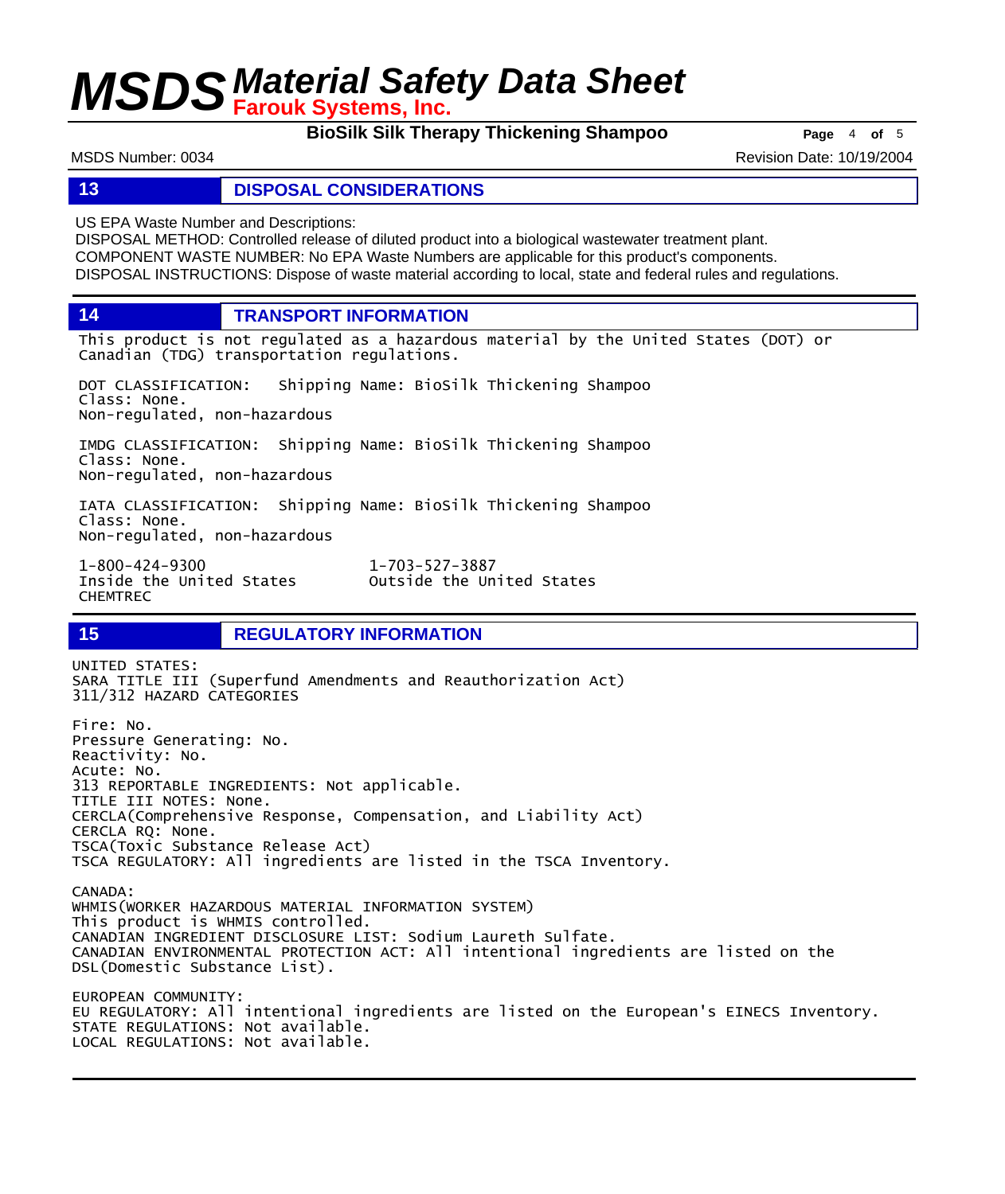## 13 DISPOSAL CONSIDERATIONS

US EPA Waste Number and Descriptions:
DISPOSAL METHOD: Controlled release of diluted product into a biological wastewater treatment plant.
COMPONENT WASTE NUMBER: No EPA Waste Numbers are applicable for this product's components.
DISPOSAL INSTRUCTIONS: Dispose of waste material according to local, state and federal rules and regulations.

## 14 TRANSPORT INFORMATION

This product is not regulated as a hazardous material by the United States (DOT) or Canadian (TDG) transportation regulations.

DOT CLASSIFICATION: Shipping Name: BioSilk Thickening Shampoo
Class: None.
Non-regulated, non-hazardous

IMDG CLASSIFICATION: Shipping Name: BioSilk Thickening Shampoo
Class: None.
Non-regulated, non-hazardous

IATA CLASSIFICATION: Shipping Name: BioSilk Thickening Shampoo
Class: None.
Non-regulated, non-hazardous

1-800-424-9300
Inside the United States

1-703-527-3887
Outside the United States

CHEMTREC

## 15 REGULATORY INFORMATION

UNITED STATES:
SARA TITLE III (Superfund Amendments and Reauthorization Act)
311/312 HAZARD CATEGORIES

Fire: No.
Pressure Generating: No.
Reactivity: No.
Acute: No.
313 REPORTABLE INGREDIENTS: Not applicable.
TITLE III NOTES: None.
CERCLA(Comprehensive Response, Compensation, and Liability Act)
CERCLA RQ: None.
TSCA(Toxic Substance Release Act)
TSCA REGULATORY: All ingredients are listed in the TSCA Inventory.

CANADA:
WHMIS(WORKER HAZARDOUS MATERIAL INFORMATION SYSTEM)
This product is WHMIS controlled.
CANADIAN INGREDIENT DISCLOSURE LIST: Sodium Laureth Sulfate.
CANADIAN ENVIRONMENTAL PROTECTION ACT: All intentional ingredients are listed on the DSL(Domestic Substance List).

EUROPEAN COMMUNITY:
EU REGULATORY: All intentional ingredients are listed on the European's EINECS Inventory.
STATE REGULATIONS: Not available.
LOCAL REGULATIONS: Not available.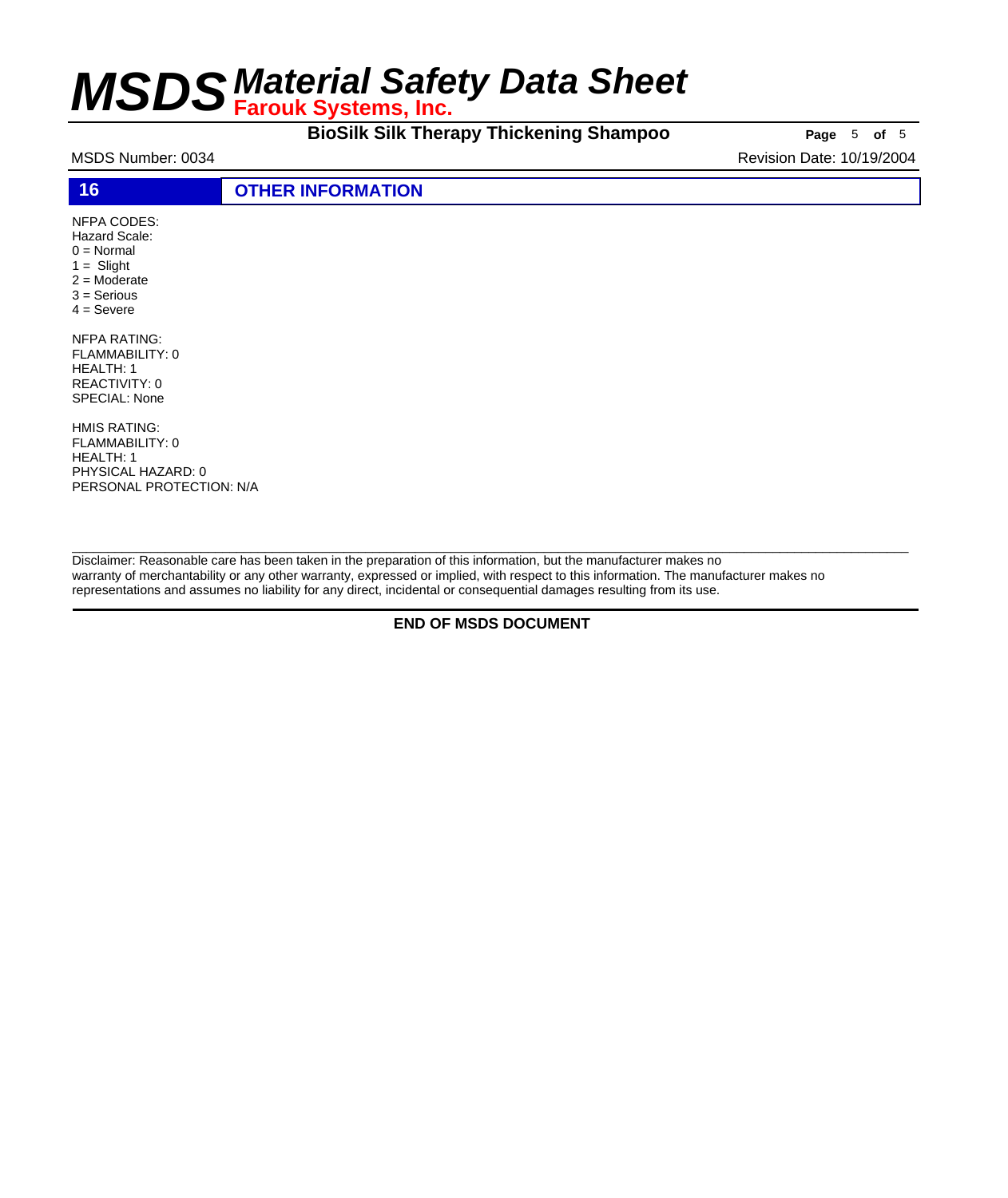# MSDS Material Safety Data Sheet
## Farouk Systems, Inc.

**BioSilk Silk Therapy Thickening Shampoo**

MSDS Number: 0034 Revision Date: 10/19/2004

## 16 OTHER INFORMATION

NFPA CODES:
Hazard Scale:
0 = Normal
1 = Slight
2 = Moderate
3 = Serious
4 = Severe

NFPA RATING:
FLAMMABILITY: 0
HEALTH: 1
REACTIVITY: 0
SPECIAL: None

HMIS RATING:
FLAMMABILITY: 0
HEALTH: 1
PHYSICAL HAZARD: 0
PERSONAL PROTECTION: N/A

---

Disclaimer: Reasonable care has been taken in the preparation of this information, but the manufacturer makes no warranty of merchantability or any other warranty, expressed or implied, with respect to this information. The manufacturer makes no representations and assumes no liability for any direct, incidental or consequential damages resulting from its use.

---

**END OF MSDS DOCUMENT**